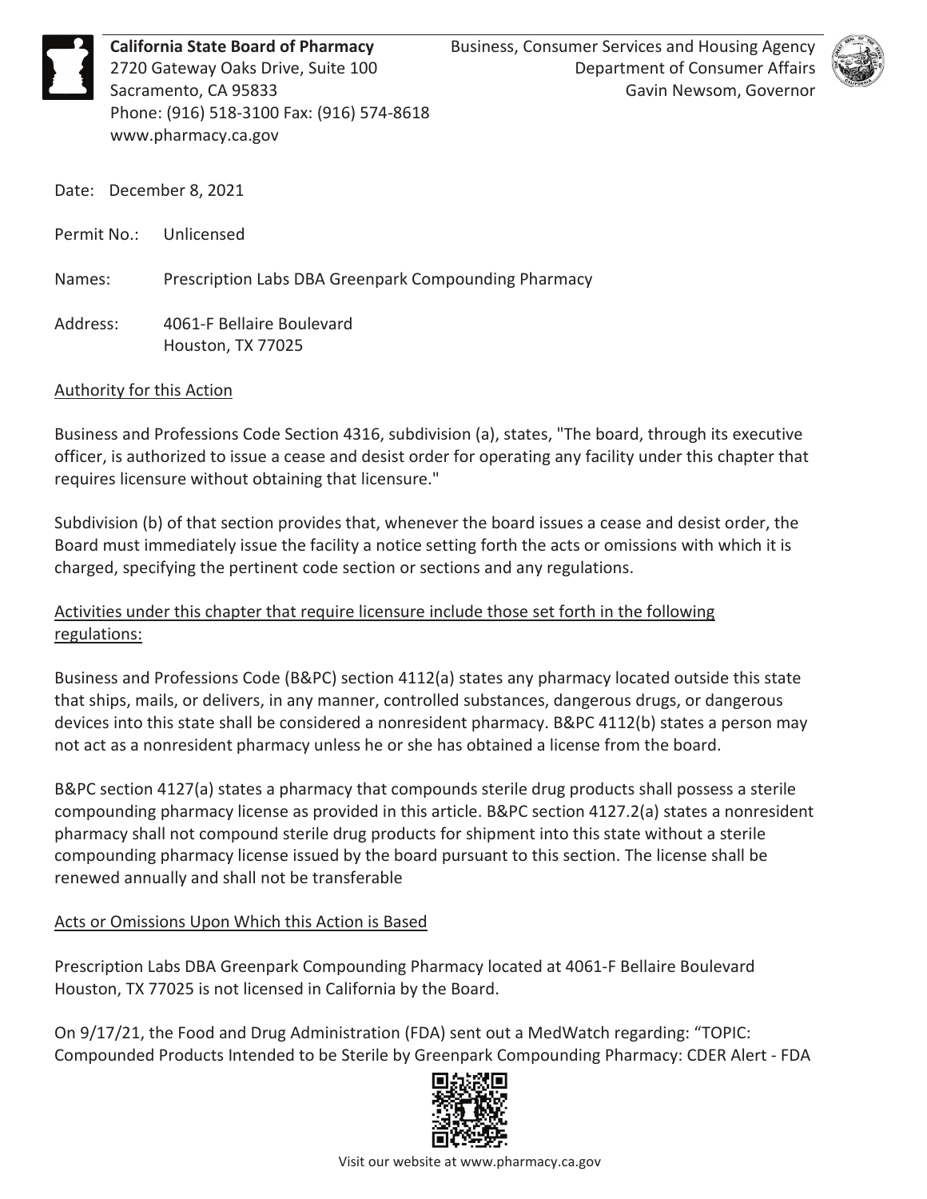**California State Board of Pharmacy**
2720 Gateway Oaks Drive, Suite 100
Sacramento, CA 95833
Phone: (916) 518-3100 Fax: (916) 574-8618
www.pharmacy.ca.gov

Business, Consumer Services and Housing Agency
Department of Consumer Affairs
Gavin Newsom, Governor

Date: December 8, 2021

Permit No.: Unlicensed

Names: Prescription Labs DBA Greenpark Compounding Pharmacy

Address: 4061-F Bellaire Boulevard
Houston, TX 77025

## Authority for this Action

Business and Professions Code Section 4316, subdivision (a), states, "The board, through its executive officer, is authorized to issue a cease and desist order for operating any facility under this chapter that requires licensure without obtaining that licensure."

Subdivision (b) of that section provides that, whenever the board issues a cease and desist order, the Board must immediately issue the facility a notice setting forth the acts or omissions with which it is charged, specifying the pertinent code section or sections and any regulations.

## Activities under this chapter that require licensure include those set forth in the following regulations:

Business and Professions Code (B&PC) section 4112(a) states any pharmacy located outside this state that ships, mails, or delivers, in any manner, controlled substances, dangerous drugs, or dangerous devices into this state shall be considered a nonresident pharmacy. B&PC 4112(b) states a person may not act as a nonresident pharmacy unless he or she has obtained a license from the board.

B&PC section 4127(a) states a pharmacy that compounds sterile drug products shall possess a sterile compounding pharmacy license as provided in this article. B&PC section 4127.2(a) states a nonresident pharmacy shall not compound sterile drug products for shipment into this state without a sterile compounding pharmacy license issued by the board pursuant to this section. The license shall be renewed annually and shall not be transferable

## Acts or Omissions Upon Which this Action is Based

Prescription Labs DBA Greenpark Compounding Pharmacy located at 4061-F Bellaire Boulevard Houston, TX 77025 is not licensed in California by the Board.

On 9/17/21, the Food and Drug Administration (FDA) sent out a MedWatch regarding: "TOPIC: Compounded Products Intended to be Sterile by Greenpark Compounding Pharmacy: CDER Alert - FDA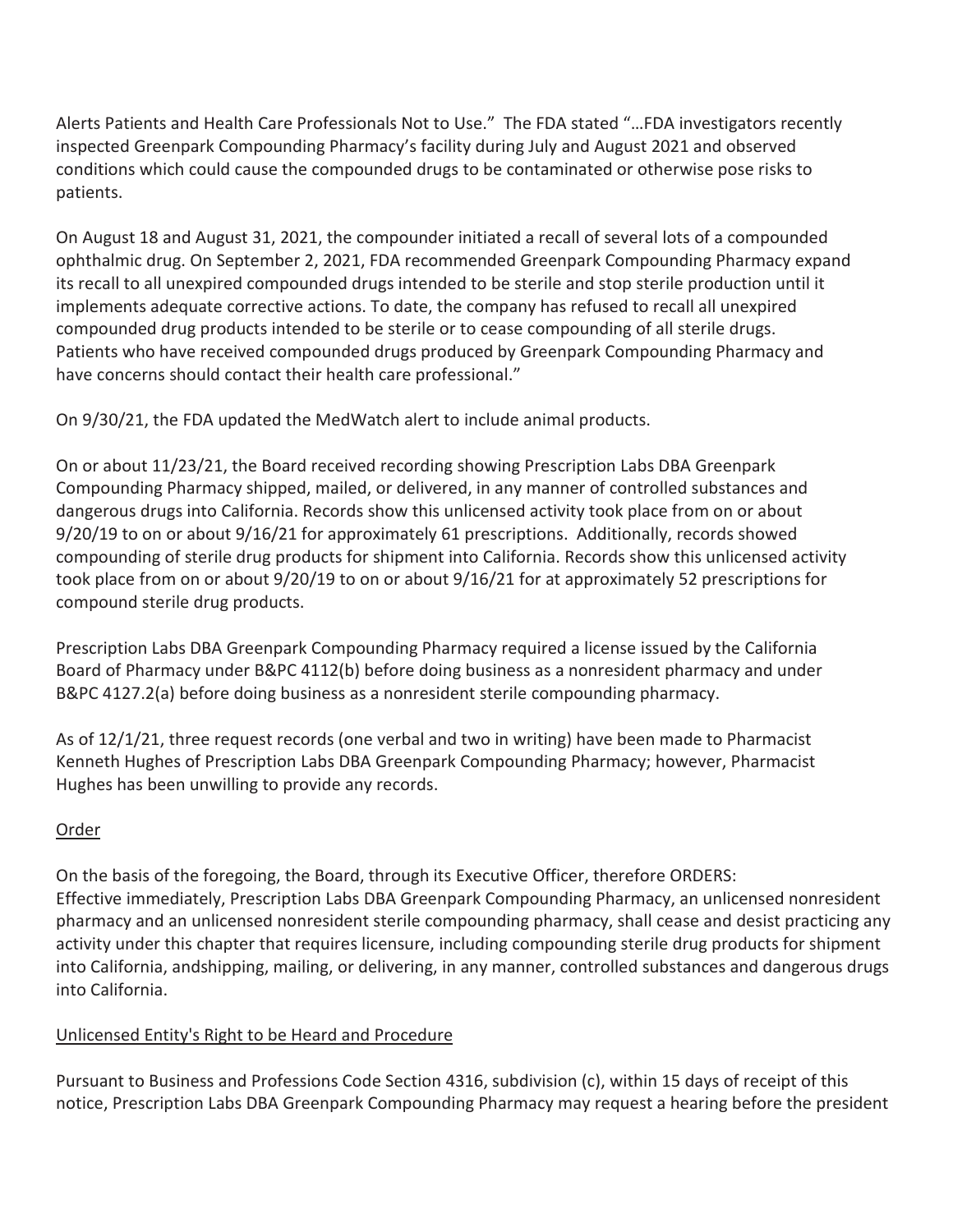Alerts Patients and Health Care Professionals Not to Use." The FDA stated "…FDA investigators recently inspected Greenpark Compounding Pharmacy's facility during July and August 2021 and observed conditions which could cause the compounded drugs to be contaminated or otherwise pose risks to patients.

On August 18 and August 31, 2021, the compounder initiated a recall of several lots of a compounded ophthalmic drug. On September 2, 2021, FDA recommended Greenpark Compounding Pharmacy expand its recall to all unexpired compounded drugs intended to be sterile and stop sterile production until it implements adequate corrective actions. To date, the company has refused to recall all unexpired compounded drug products intended to be sterile or to cease compounding of all sterile drugs. Patients who have received compounded drugs produced by Greenpark Compounding Pharmacy and have concerns should contact their health care professional."

On 9/30/21, the FDA updated the MedWatch alert to include animal products.

On or about 11/23/21, the Board received recording showing Prescription Labs DBA Greenpark Compounding Pharmacy shipped, mailed, or delivered, in any manner of controlled substances and dangerous drugs into California. Records show this unlicensed activity took place from on or about 9/20/19 to on or about 9/16/21 for approximately 61 prescriptions. Additionally, records showed compounding of sterile drug products for shipment into California. Records show this unlicensed activity took place from on or about 9/20/19 to on or about 9/16/21 for at approximately 52 prescriptions for compound sterile drug products.

Prescription Labs DBA Greenpark Compounding Pharmacy required a license issued by the California Board of Pharmacy under B&PC 4112(b) before doing business as a nonresident pharmacy and under B&PC 4127.2(a) before doing business as a nonresident sterile compounding pharmacy.

As of 12/1/21, three request records (one verbal and two in writing) have been made to Pharmacist Kenneth Hughes of Prescription Labs DBA Greenpark Compounding Pharmacy; however, Pharmacist Hughes has been unwilling to provide any records.

## Order

On the basis of the foregoing, the Board, through its Executive Officer, therefore ORDERS:
Effective immediately, Prescription Labs DBA Greenpark Compounding Pharmacy, an unlicensed nonresident pharmacy and an unlicensed nonresident sterile compounding pharmacy, shall cease and desist practicing any activity under this chapter that requires licensure, including compounding sterile drug products for shipment into California, andshipping, mailing, or delivering, in any manner, controlled substances and dangerous drugs into California.

## Unlicensed Entity's Right to be Heard and Procedure

Pursuant to Business and Professions Code Section 4316, subdivision (c), within 15 days of receipt of this notice, Prescription Labs DBA Greenpark Compounding Pharmacy may request a hearing before the president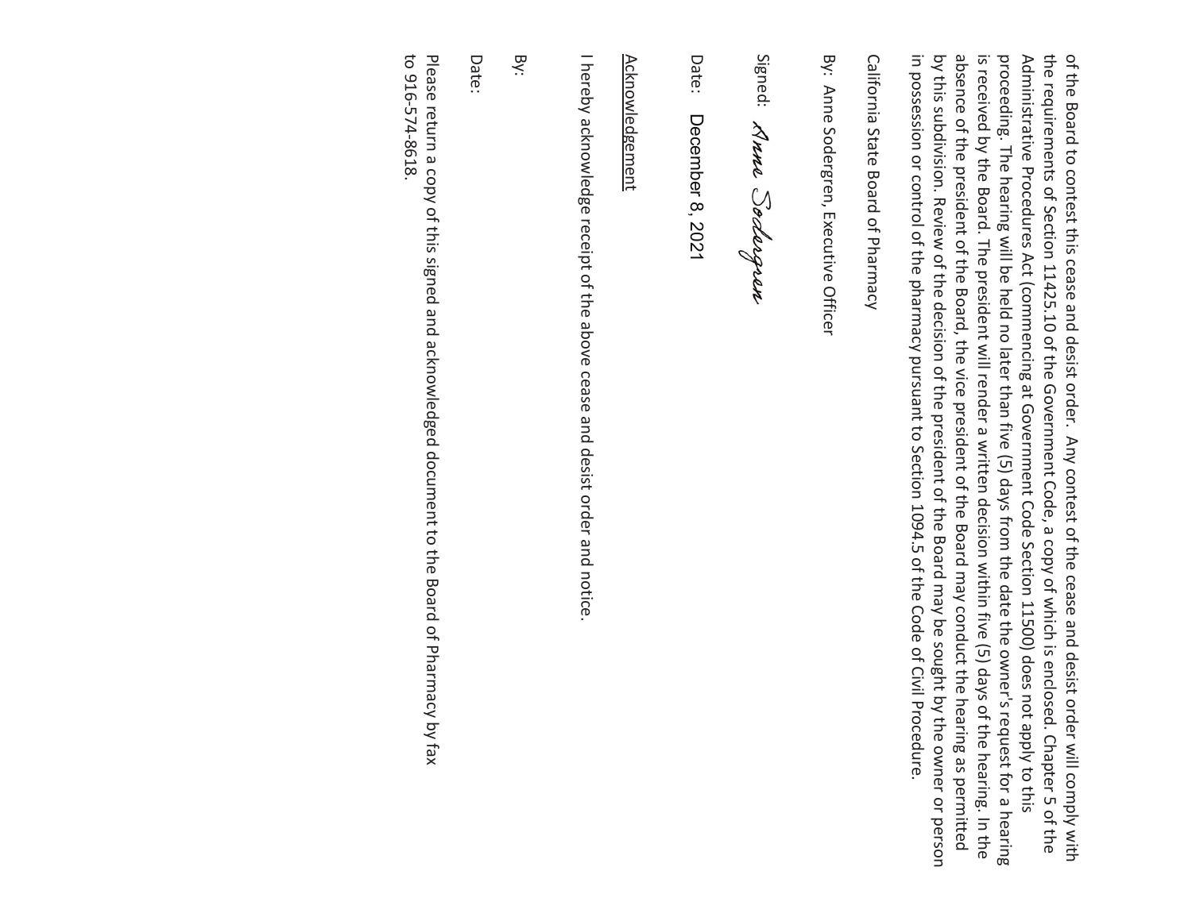of the Board to contest this cease and desist order. Any contest of the cease and desist order will comply with the requirements of Section 11425.10 of the Government Code, a copy of which is enclosed. Chapter 5 of the Administrative Procedures Act (commencing at Government Code Section 11500) does not apply to this proceeding. The hearing will be held no later than five (5) days from the date the owner's request for a hearing is received by the Board. The president will render a written decision within five (5) days of the hearing. In the absence of the president of the Board, the vice president of the Board may conduct the hearing as permitted by this subdivision. Review of the decision of the president of the Board may be sought by the owner or person in possession or control of the pharmacy pursuant to Section 1094.5 of the Code of Civil Procedure.

California State Board of Pharmacy

By: Anne Sodergren, Executive Officer

Signed: *Anne Sodergren*

Date: December 8, 2021

<u>Acknowledgement</u>

I hereby acknowledge receipt of the above cease and desist order and notice.

By:

Date:

Please return a copy of this signed and acknowledged document to the Board of Pharmacy by fax to 916-574-8618.